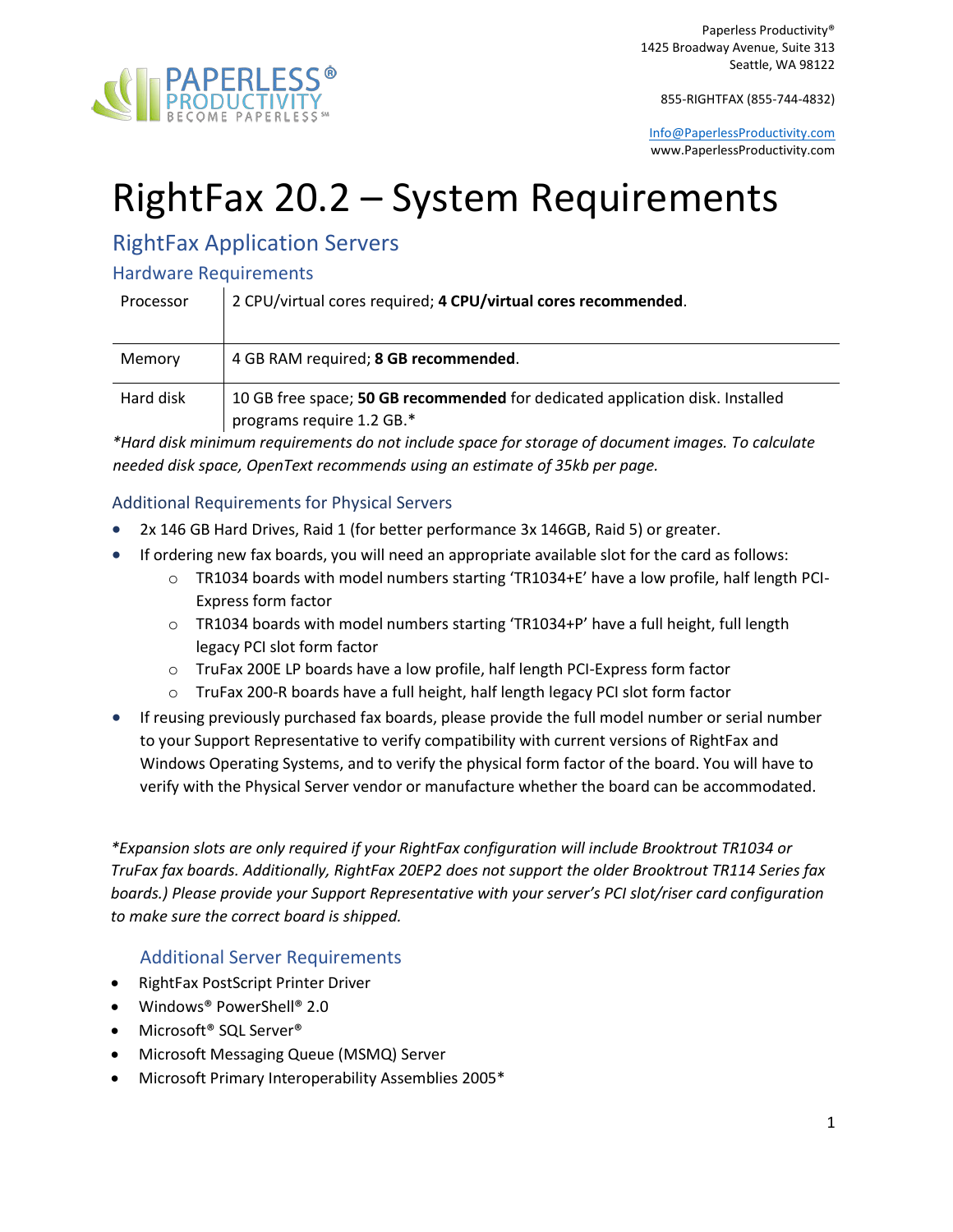Paperless Productivity®
1425 Broadway Avenue, Suite 313
Seattle, WA 98122

855-RIGHTFAX (855-744-4832)

Info@PaperlessProductivity.com
www.PaperlessProductivity.com

# RightFax 20.2 – System Requirements

## RightFax Application Servers

### Hardware Requirements

| | |
|---|---|
| Processor | 2 CPU/virtual cores required; **4 CPU/virtual cores recommended**. |
| Memory | 4 GB RAM required; **8 GB recommended**. |
| Hard disk | 10 GB free space; **50 GB recommended** for dedicated application disk. Installed programs require 1.2 GB.* |

*\*Hard disk minimum requirements do not include space for storage of document images. To calculate needed disk space, OpenText recommends using an estimate of 35kb per page.*

### Additional Requirements for Physical Servers

- 2x 146 GB Hard Drives, Raid 1 (for better performance 3x 146GB, Raid 5) or greater.
- If ordering new fax boards, you will need an appropriate available slot for the card as follows:
  - TR1034 boards with model numbers starting 'TR1034+E' have a low profile, half length PCI-Express form factor
  - TR1034 boards with model numbers starting 'TR1034+P' have a full height, full length legacy PCI slot form factor
  - TruFax 200E LP boards have a low profile, half length PCI-Express form factor
  - TruFax 200-R boards have a full height, half length legacy PCI slot form factor
- If reusing previously purchased fax boards, please provide the full model number or serial number to your Support Representative to verify compatibility with current versions of RightFax and Windows Operating Systems, and to verify the physical form factor of the board. You will have to verify with the Physical Server vendor or manufacture whether the board can be accommodated.

*\*Expansion slots are only required if your RightFax configuration will include Brooktrout TR1034 or TruFax fax boards. Additionally, RightFax 20EP2 does not support the older Brooktrout TR114 Series fax boards.) Please provide your Support Representative with your server's PCI slot/riser card configuration to make sure the correct board is shipped.*

### Additional Server Requirements

- RightFax PostScript Printer Driver
- Windows® PowerShell® 2.0
- Microsoft® SQL Server®
- Microsoft Messaging Queue (MSMQ) Server
- Microsoft Primary Interoperability Assemblies 2005*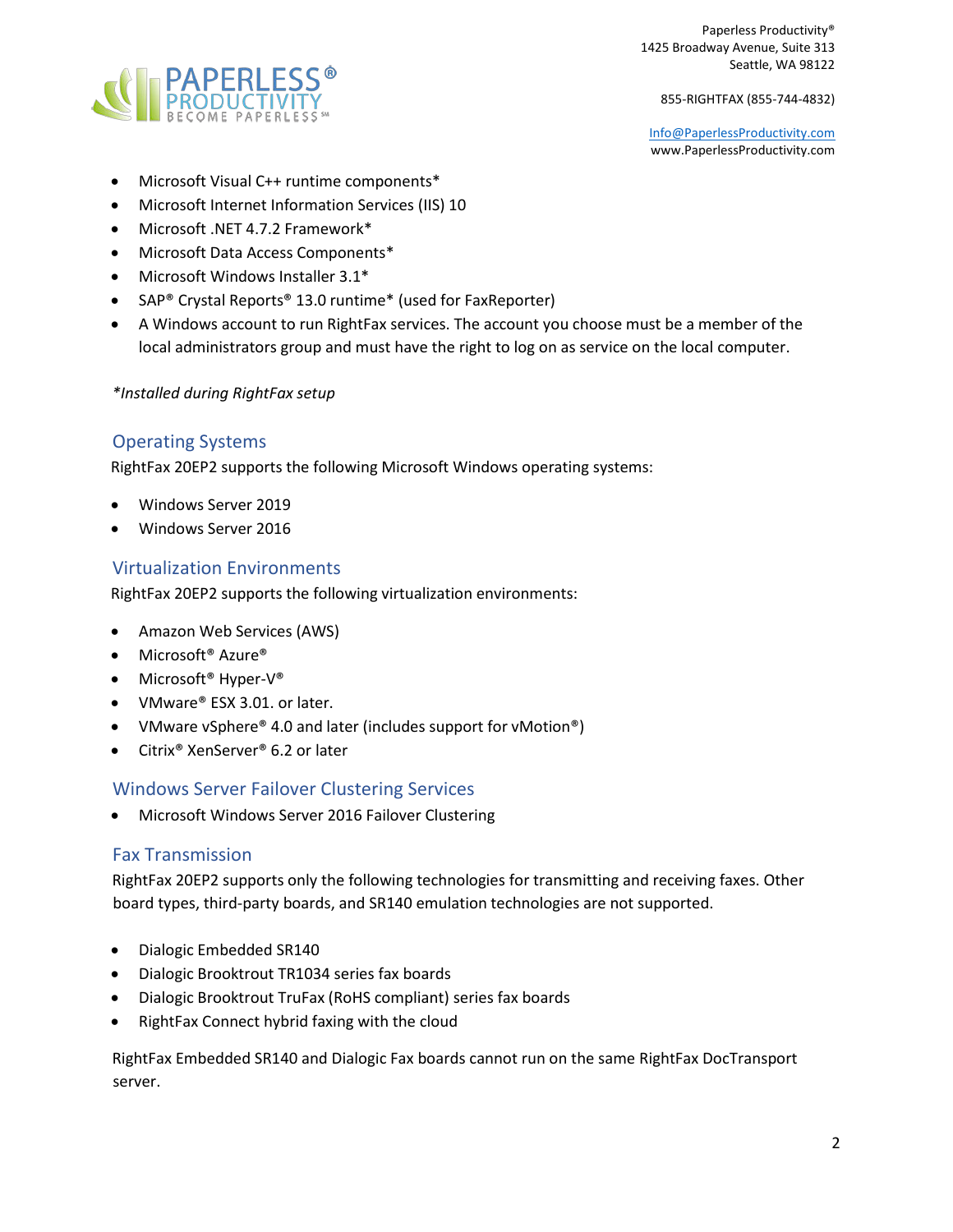- Microsoft Visual C++ runtime components*
- Microsoft Internet Information Services (IIS) 10
- Microsoft .NET 4.7.2 Framework*
- Microsoft Data Access Components*
- Microsoft Windows Installer 3.1*
- SAP® Crystal Reports® 13.0 runtime* (used for FaxReporter)
- A Windows account to run RightFax services. The account you choose must be a member of the local administrators group and must have the right to log on as service on the local computer.

*\*Installed during RightFax setup*

## Operating Systems

RightFax 20EP2 supports the following Microsoft Windows operating systems:

- Windows Server 2019
- Windows Server 2016

## Virtualization Environments

RightFax 20EP2 supports the following virtualization environments:

- Amazon Web Services (AWS)
- Microsoft® Azure®
- Microsoft® Hyper-V®
- VMware® ESX 3.01. or later.
- VMware vSphere® 4.0 and later (includes support for vMotion®)
- Citrix® XenServer® 6.2 or later

## Windows Server Failover Clustering Services

- Microsoft Windows Server 2016 Failover Clustering

## Fax Transmission

RightFax 20EP2 supports only the following technologies for transmitting and receiving faxes. Other board types, third-party boards, and SR140 emulation technologies are not supported.

- Dialogic Embedded SR140
- Dialogic Brooktrout TR1034 series fax boards
- Dialogic Brooktrout TruFax (RoHS compliant) series fax boards
- RightFax Connect hybrid faxing with the cloud

RightFax Embedded SR140 and Dialogic Fax boards cannot run on the same RightFax DocTransport server.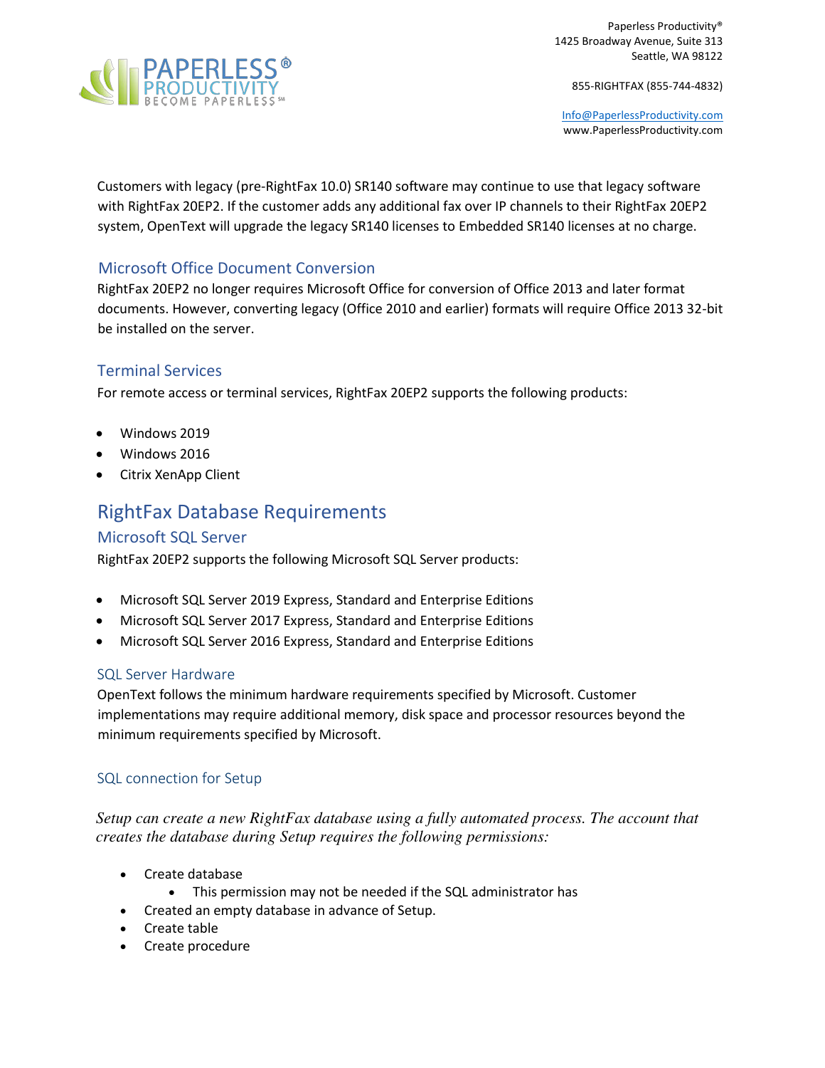Customers with legacy (pre-RightFax 10.0) SR140 software may continue to use that legacy software with RightFax 20EP2. If the customer adds any additional fax over IP channels to their RightFax 20EP2 system, OpenText will upgrade the legacy SR140 licenses to Embedded SR140 licenses at no charge.

### Microsoft Office Document Conversion

RightFax 20EP2 no longer requires Microsoft Office for conversion of Office 2013 and later format documents. However, converting legacy (Office 2010 and earlier) formats will require Office 2013 32-bit be installed on the server.

### Terminal Services

For remote access or terminal services, RightFax 20EP2 supports the following products:

- Windows 2019
- Windows 2016
- Citrix XenApp Client

## RightFax Database Requirements

### Microsoft SQL Server

RightFax 20EP2 supports the following Microsoft SQL Server products:

- Microsoft SQL Server 2019 Express, Standard and Enterprise Editions
- Microsoft SQL Server 2017 Express, Standard and Enterprise Editions
- Microsoft SQL Server 2016 Express, Standard and Enterprise Editions

### SQL Server Hardware

OpenText follows the minimum hardware requirements specified by Microsoft. Customer implementations may require additional memory, disk space and processor resources beyond the minimum requirements specified by Microsoft.

### SQL connection for Setup

*Setup can create a new RightFax database using a fully automated process. The account that creates the database during Setup requires the following permissions:*

- Create database
  - This permission may not be needed if the SQL administrator has
- Created an empty database in advance of Setup.
- Create table
- Create procedure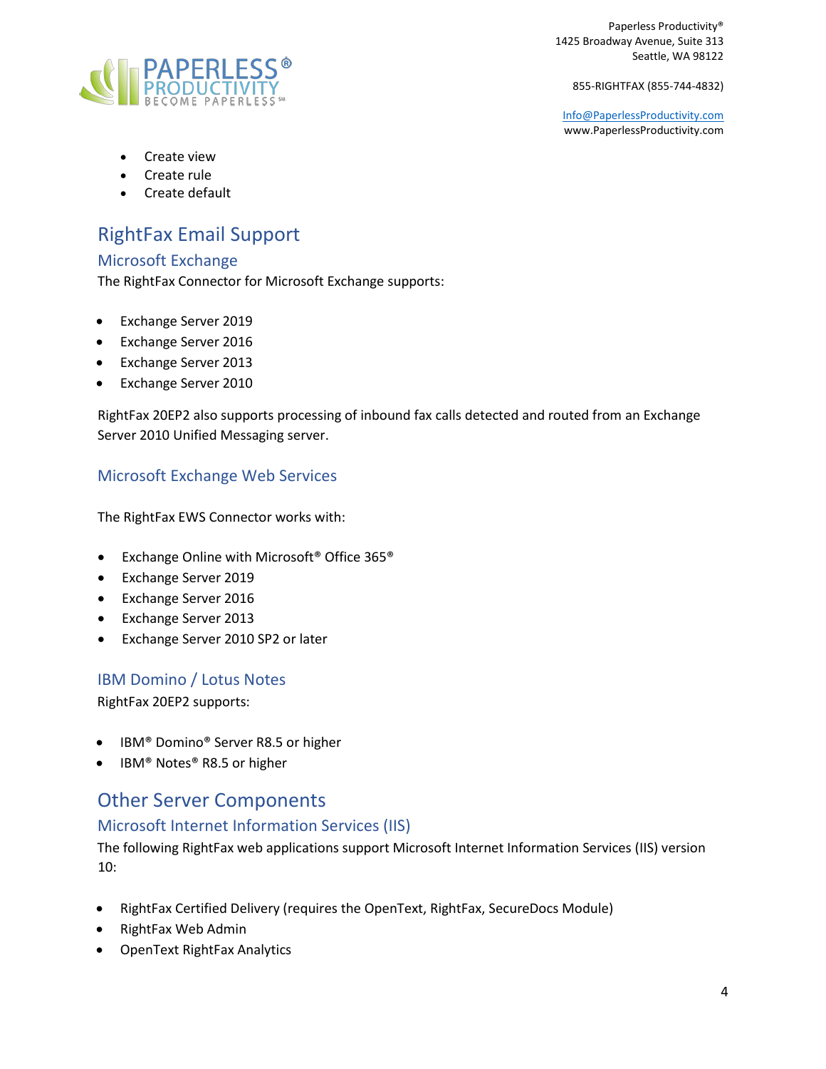- Create view
- Create rule
- Create default

# RightFax Email Support

## Microsoft Exchange

The RightFax Connector for Microsoft Exchange supports:

- Exchange Server 2019
- Exchange Server 2016
- Exchange Server 2013
- Exchange Server 2010

RightFax 20EP2 also supports processing of inbound fax calls detected and routed from an Exchange Server 2010 Unified Messaging server.

## Microsoft Exchange Web Services

The RightFax EWS Connector works with:

- Exchange Online with Microsoft® Office 365®
- Exchange Server 2019
- Exchange Server 2016
- Exchange Server 2013
- Exchange Server 2010 SP2 or later

## IBM Domino / Lotus Notes

RightFax 20EP2 supports:

- IBM® Domino® Server R8.5 or higher
- IBM® Notes® R8.5 or higher

# Other Server Components

## Microsoft Internet Information Services (IIS)

The following RightFax web applications support Microsoft Internet Information Services (IIS) version 10:

- RightFax Certified Delivery (requires the OpenText, RightFax, SecureDocs Module)
- RightFax Web Admin
- OpenText RightFax Analytics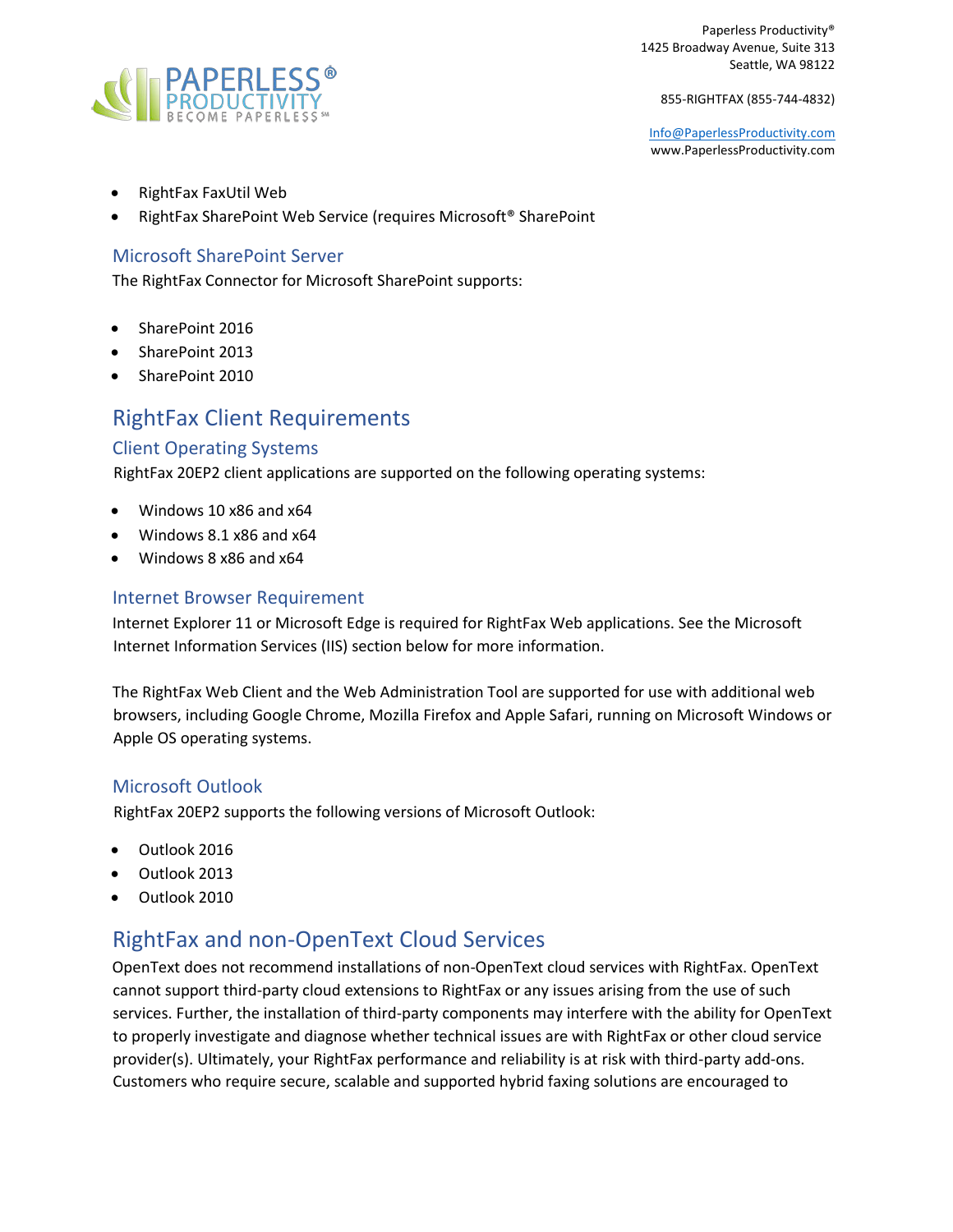- RightFax FaxUtil Web
- RightFax SharePoint Web Service (requires Microsoft® SharePoint

### Microsoft SharePoint Server

The RightFax Connector for Microsoft SharePoint supports:

- SharePoint 2016
- SharePoint 2013
- SharePoint 2010

## RightFax Client Requirements

### Client Operating Systems

RightFax 20EP2 client applications are supported on the following operating systems:

- Windows 10 x86 and x64
- Windows 8.1 x86 and x64
- Windows 8 x86 and x64

### Internet Browser Requirement

Internet Explorer 11 or Microsoft Edge is required for RightFax Web applications. See the Microsoft Internet Information Services (IIS) section below for more information.

The RightFax Web Client and the Web Administration Tool are supported for use with additional web browsers, including Google Chrome, Mozilla Firefox and Apple Safari, running on Microsoft Windows or Apple OS operating systems.

### Microsoft Outlook

RightFax 20EP2 supports the following versions of Microsoft Outlook:

- Outlook 2016
- Outlook 2013
- Outlook 2010

## RightFax and non-OpenText Cloud Services

OpenText does not recommend installations of non-OpenText cloud services with RightFax. OpenText cannot support third-party cloud extensions to RightFax or any issues arising from the use of such services. Further, the installation of third-party components may interfere with the ability for OpenText to properly investigate and diagnose whether technical issues are with RightFax or other cloud service provider(s). Ultimately, your RightFax performance and reliability is at risk with third-party add-ons. Customers who require secure, scalable and supported hybrid faxing solutions are encouraged to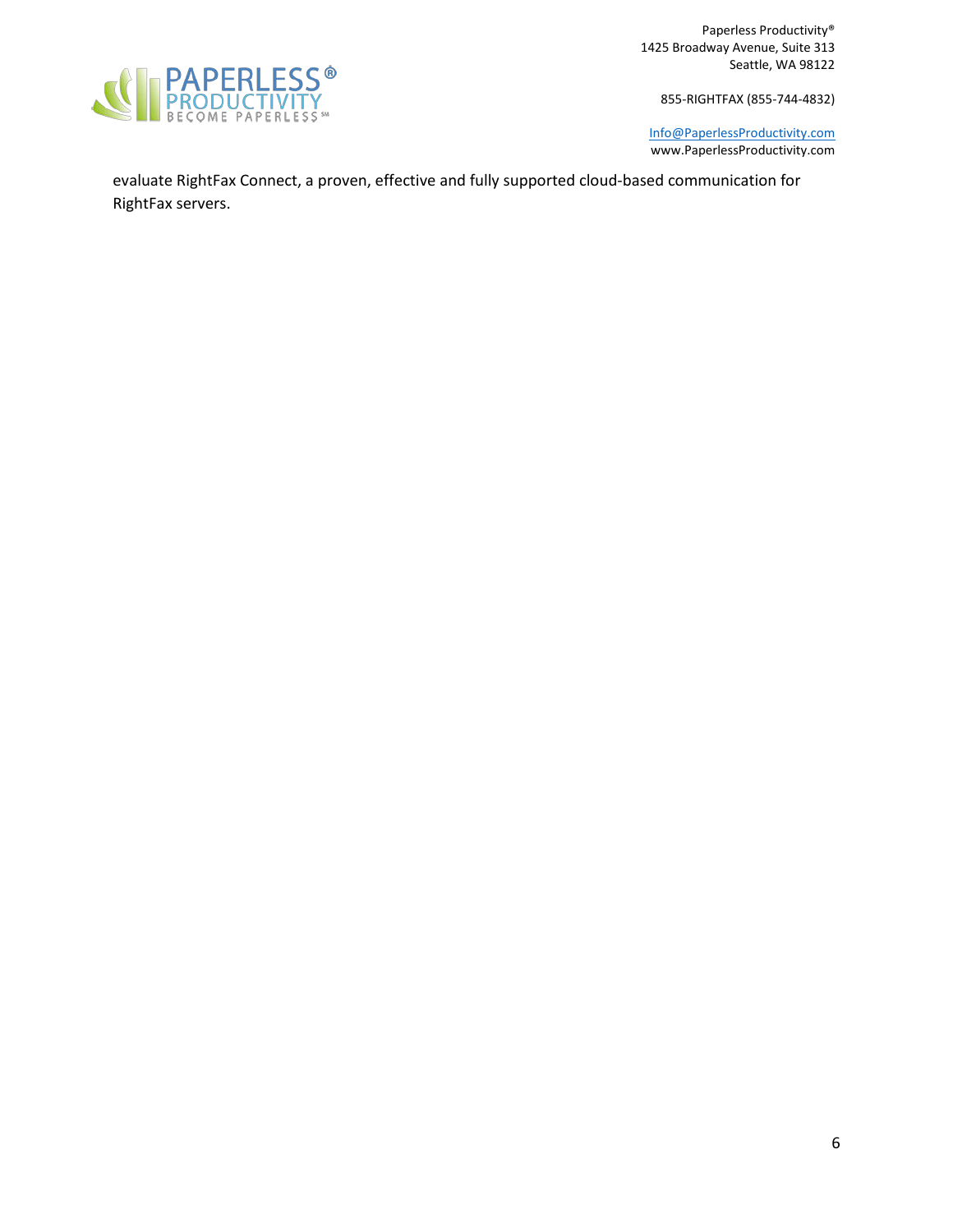evaluate RightFax Connect, a proven, effective and fully supported cloud-based communication for RightFax servers.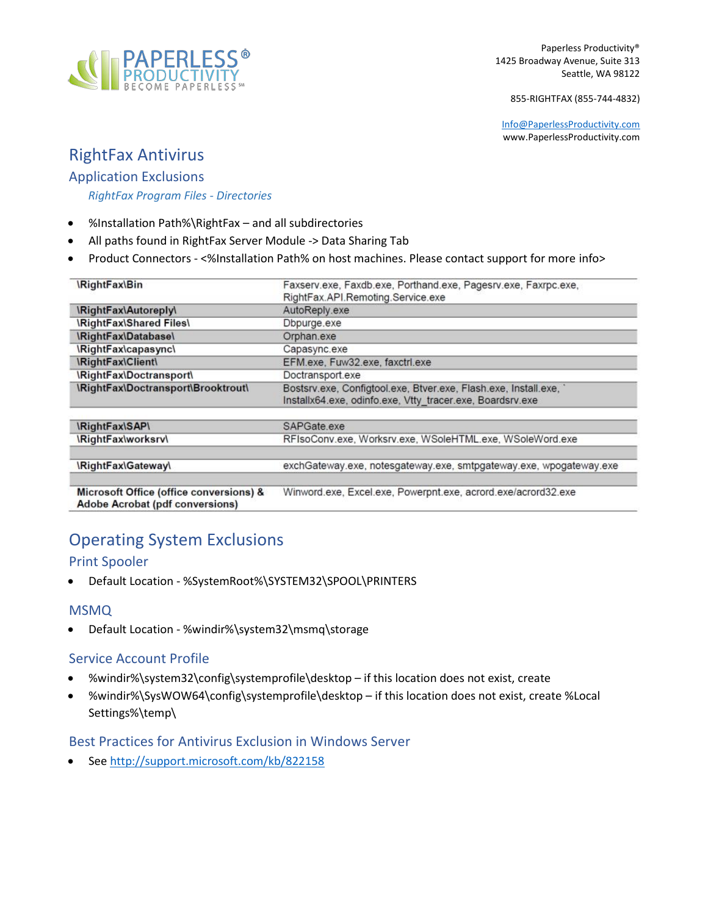Paperless Productivity®
1425 Broadway Avenue, Suite 313
Seattle, WA 98122

855-RIGHTFAX (855-744-4832)

Info@PaperlessProductivity.com
www.PaperlessProductivity.com

# RightFax Antivirus

## Application Exclusions

### *RightFax Program Files - Directories*

- %Installation Path%\RightFax – and all subdirectories
- All paths found in RightFax Server Module -> Data Sharing Tab
- Product Connectors - <%Installation Path% on host machines. Please contact support for more info>

| | |
|---|---|
| **\RightFax\Bin** | Faxserv.exe, Faxdb.exe, Porthand.exe, Pagesrv.exe, Faxrpc.exe, RightFax.API.Remoting.Service.exe |
| **\RightFax\Autoreply\** | AutoReply.exe |
| **\RightFax\Shared Files\** | Dbpurge.exe |
| **\RightFax\Database\** | Orphan.exe |
| **\RightFax\capasync\** | Capasync.exe |
| **\RightFax\Client\** | EFM.exe, Fuw32.exe, faxctrl.exe |
| **\RightFax\Doctransport\** | Doctransport.exe |
| **\RightFax\Doctransport\Brooktrout\** | Bostsrv.exe, Configtool.exe, Btver.exe, Flash.exe, Install.exe, ` Installx64.exe, odinfo.exe, Vtty_tracer.exe, Boardsrv.exe |
| | |
| **\RightFax\SAP\** | SAPGate.exe |
| **\RightFax\worksrv\** | RFIsoConv.exe, Worksrv.exe, WSoleHTML.exe, WSoleWord.exe |
| | |
| **\RightFax\Gateway\** | exchGateway.exe, notesgateway.exe, smtpgateway.exe, wpogateway.exe |
| | |
| **Microsoft Office (office conversions) & Adobe Acrobat (pdf conversions)** | Winword.exe, Excel.exe, Powerpnt.exe, acrord.exe/acrord32.exe |

## Operating System Exclusions

### Print Spooler

- Default Location - %SystemRoot%\SYSTEM32\SPOOL\PRINTERS

### MSMQ

- Default Location - %windir%\system32\msmq\storage

### Service Account Profile

- %windir%\system32\config\systemprofile\desktop – if this location does not exist, create
- %windir%\SysWOW64\config\systemprofile\desktop – if this location does not exist, create %Local Settings%\temp\

### Best Practices for Antivirus Exclusion in Windows Server

- See http://support.microsoft.com/kb/822158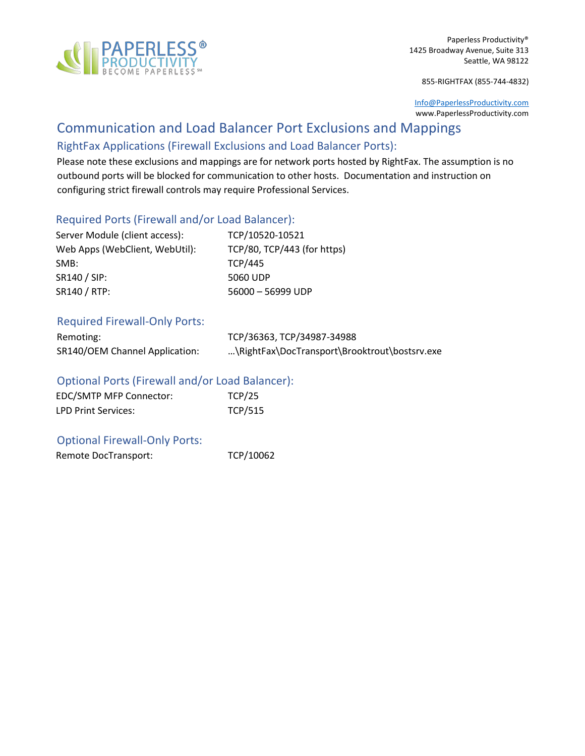Paperless Productivity®
1425 Broadway Avenue, Suite 313
Seattle, WA 98122

855-RIGHTFAX (855-744-4832)

Info@PaperlessProductivity.com
www.PaperlessProductivity.com

# Communication and Load Balancer Port Exclusions and Mappings

## RightFax Applications (Firewall Exclusions and Load Balancer Ports):

Please note these exclusions and mappings are for network ports hosted by RightFax. The assumption is no outbound ports will be blocked for communication to other hosts. Documentation and instruction on configuring strict firewall controls may require Professional Services.

### Required Ports (Firewall and/or Load Balancer):

| | |
|---|---|
| Server Module (client access): | TCP/10520-10521 |
| Web Apps (WebClient, WebUtil): | TCP/80, TCP/443 (for https) |
| SMB: | TCP/445 |
| SR140 / SIP: | 5060 UDP |
| SR140 / RTP: | 56000 – 56999 UDP |

### Required Firewall-Only Ports:

| | |
|---|---|
| Remoting: | TCP/36363, TCP/34987-34988 |
| SR140/OEM Channel Application: | …\RightFax\DocTransport\Brooktrout\bostsrv.exe |

### Optional Ports (Firewall and/or Load Balancer):

| | |
|---|---|
| EDC/SMTP MFP Connector: | TCP/25 |
| LPD Print Services: | TCP/515 |

### Optional Firewall-Only Ports:

| | |
|---|---|
| Remote DocTransport: | TCP/10062 |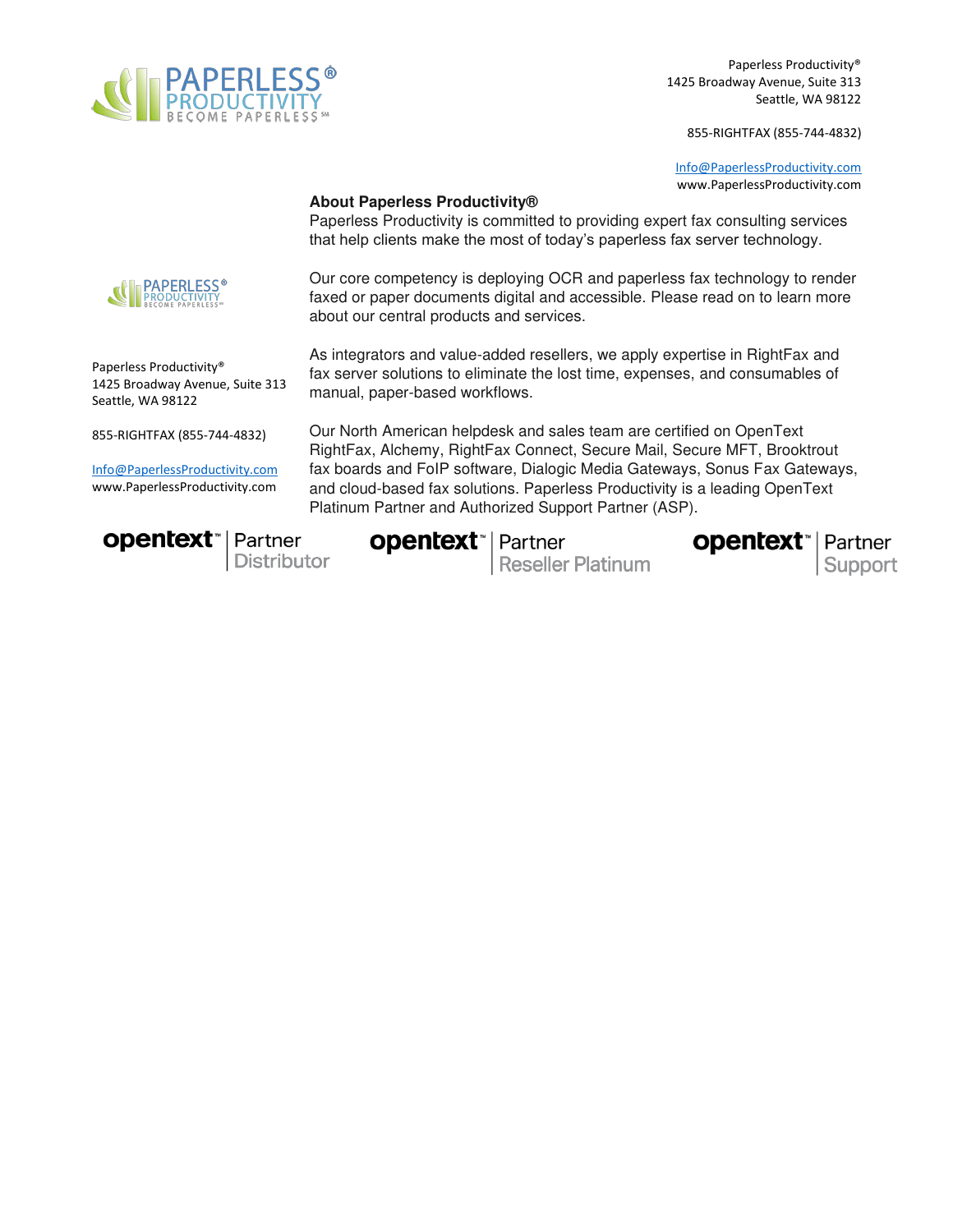Paperless Productivity®
1425 Broadway Avenue, Suite 313
Seattle, WA 98122

855-RIGHTFAX (855-744-4832)

Info@PaperlessProductivity.com
www.PaperlessProductivity.com

**About Paperless Productivity®**

Paperless Productivity is committed to providing expert fax consulting services that help clients make the most of today's paperless fax server technology.

Our core competency is deploying OCR and paperless fax technology to render faxed or paper documents digital and accessible. Please read on to learn more about our central products and services.

As integrators and value-added resellers, we apply expertise in RightFax and fax server solutions to eliminate the lost time, expenses, and consumables of manual, paper-based workflows.

Our North American helpdesk and sales team are certified on OpenText RightFax, Alchemy, RightFax Connect, Secure Mail, Secure MFT, Brooktrout fax boards and FoIP software, Dialogic Media Gateways, Sonus Fax Gateways, and cloud-based fax solutions. Paperless Productivity is a leading OpenText Platinum Partner and Authorized Support Partner (ASP).

Paperless Productivity®
1425 Broadway Avenue, Suite 313
Seattle, WA 98122

855-RIGHTFAX (855-744-4832)

Info@PaperlessProductivity.com
www.PaperlessProductivity.com

opentext™ | Partner Distributor

opentext™ | Partner Reseller Platinum

opentext™ | Partner Support